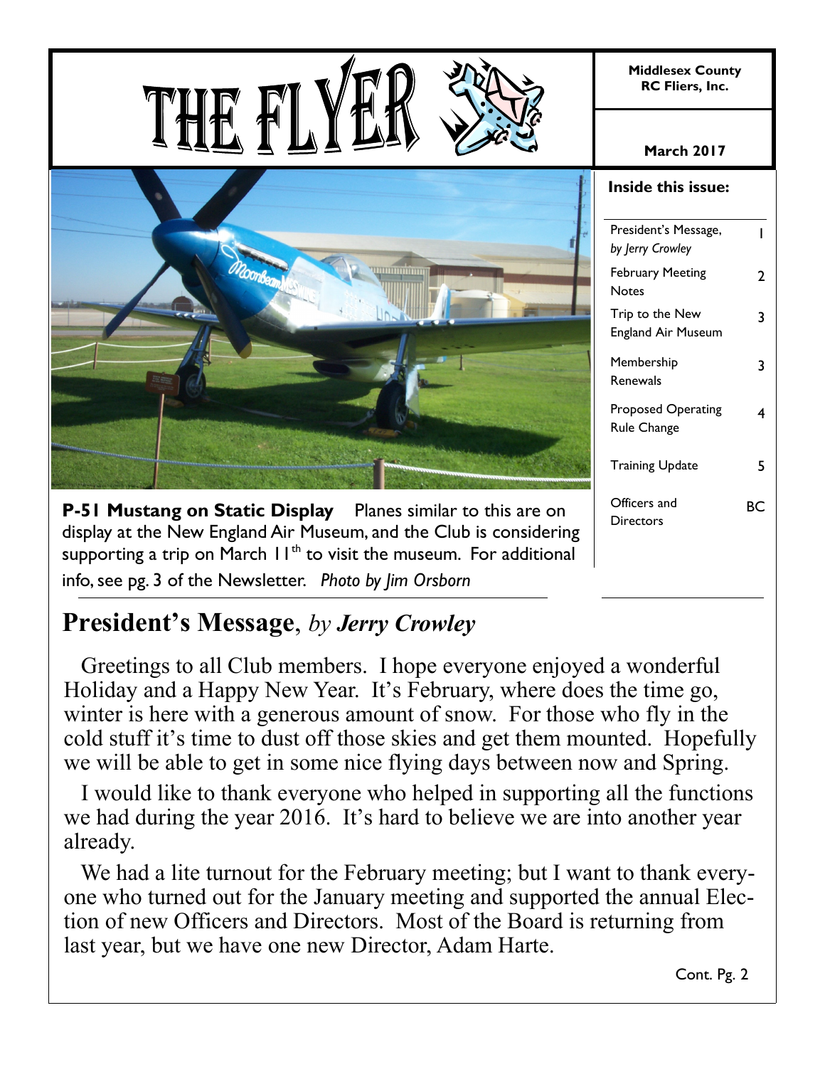# THE FLYER

**Middlesex County RC Fliers, Inc.**

**March 2017**

**Inside this issue:**

| | |
|---|---|
| President's Message, *by Jerry Crowley* | 1 |
| February Meeting Notes | 2 |
| Trip to the New England Air Museum | 3 |
| Membership Renewals | 3 |
| Proposed Operating Rule Change | 4 |
| Training Update | 5 |
| Officers and Directors | BC |

**P-51 Mustang on Static Display** Planes similar to this are on display at the New England Air Museum, and the Club is considering supporting a trip on March 11th to visit the museum. For additional info, see pg. 3 of the Newsletter. *Photo by Jim Orsborn*

## President's Message, *by Jerry Crowley*

Greetings to all Club members. I hope everyone enjoyed a wonderful Holiday and a Happy New Year. It's February, where does the time go, winter is here with a generous amount of snow. For those who fly in the cold stuff it's time to dust off those skies and get them mounted. Hopefully we will be able to get in some nice flying days between now and Spring.

I would like to thank everyone who helped in supporting all the functions we had during the year 2016. It's hard to believe we are into another year already.

We had a lite turnout for the February meeting; but I want to thank everyone who turned out for the January meeting and supported the annual Election of new Officers and Directors. Most of the Board is returning from last year, but we have one new Director, Adam Harte.

Cont. Pg. 2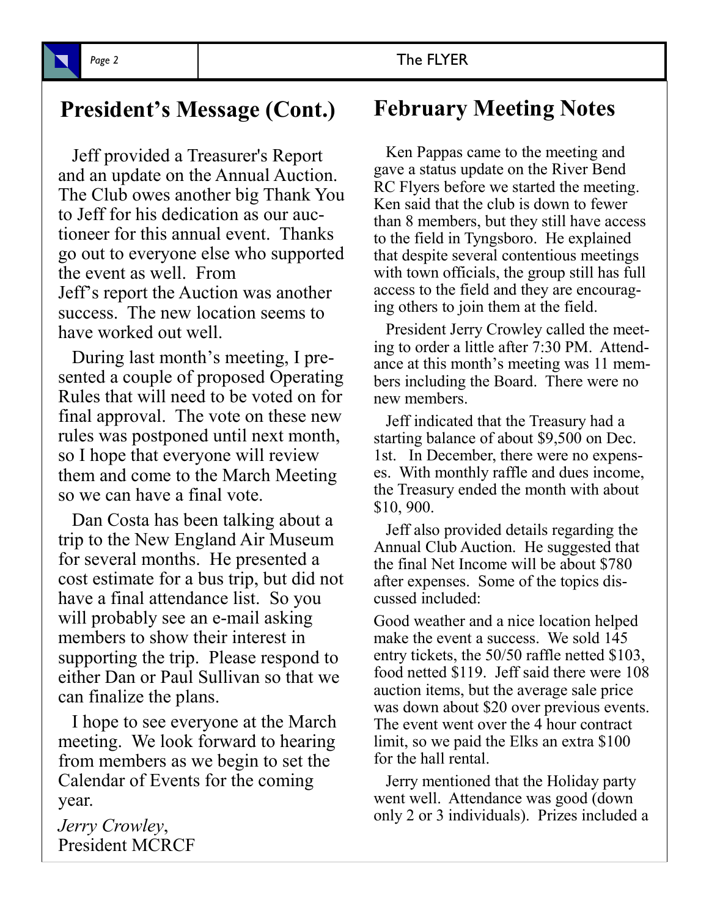## President's Message (Cont.)

Jeff provided a Treasurer's Report and an update on the Annual Auction. The Club owes another big Thank You to Jeff for his dedication as our auctioneer for this annual event. Thanks go out to everyone else who supported the event as well. From Jeff's report the Auction was another success. The new location seems to have worked out well.

During last month's meeting, I presented a couple of proposed Operating Rules that will need to be voted on for final approval. The vote on these new rules was postponed until next month, so I hope that everyone will review them and come to the March Meeting so we can have a final vote.

Dan Costa has been talking about a trip to the New England Air Museum for several months. He presented a cost estimate for a bus trip, but did not have a final attendance list. So you will probably see an e-mail asking members to show their interest in supporting the trip. Please respond to either Dan or Paul Sullivan so that we can finalize the plans.

I hope to see everyone at the March meeting. We look forward to hearing from members as we begin to set the Calendar of Events for the coming year.

*Jerry Crowley*,
President MCRCF

## February Meeting Notes

Ken Pappas came to the meeting and gave a status update on the River Bend RC Flyers before we started the meeting. Ken said that the club is down to fewer than 8 members, but they still have access to the field in Tyngsboro. He explained that despite several contentious meetings with town officials, the group still has full access to the field and they are encouraging others to join them at the field.

President Jerry Crowley called the meeting to order a little after 7:30 PM. Attendance at this month's meeting was 11 members including the Board. There were no new members.

Jeff indicated that the Treasury had a starting balance of about $9,500 on Dec. 1st. In December, there were no expenses. With monthly raffle and dues income, the Treasury ended the month with about $10, 900.

Jeff also provided details regarding the Annual Club Auction. He suggested that the final Net Income will be about $780 after expenses. Some of the topics discussed included:

Good weather and a nice location helped make the event a success. We sold 145 entry tickets, the 50/50 raffle netted $103, food netted $119. Jeff said there were 108 auction items, but the average sale price was down about $20 over previous events. The event went over the 4 hour contract limit, so we paid the Elks an extra $100 for the hall rental.

Jerry mentioned that the Holiday party went well. Attendance was good (down only 2 or 3 individuals). Prizes included a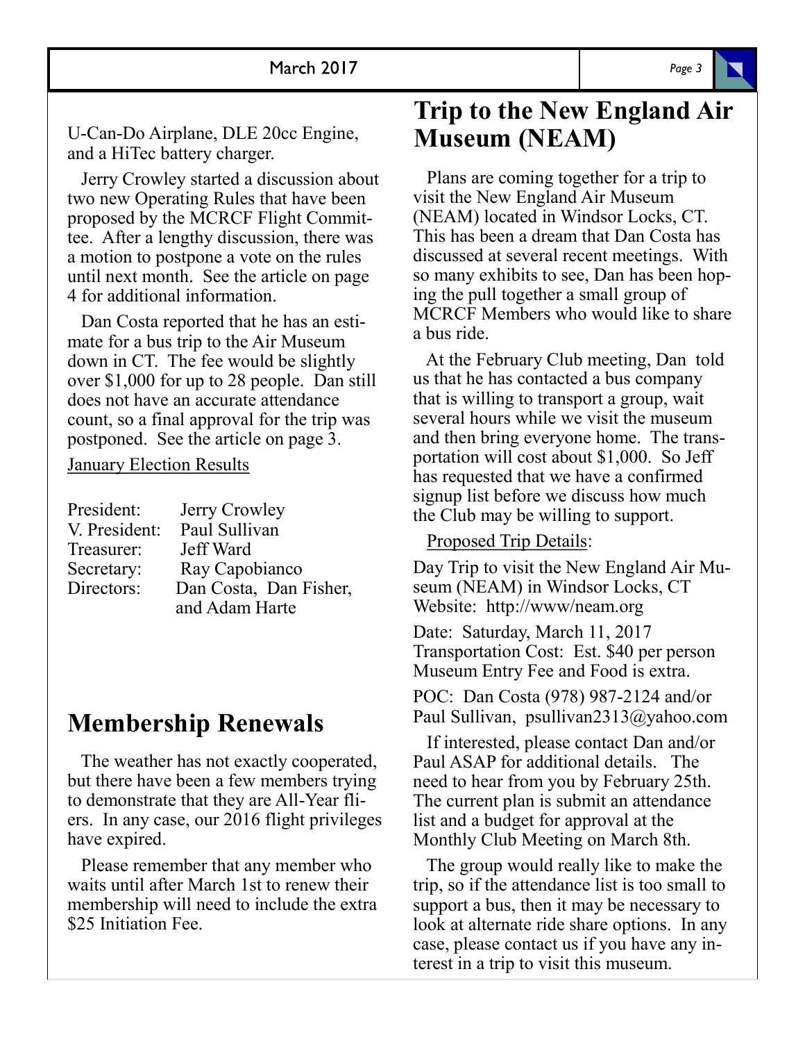U-Can-Do Airplane, DLE 20cc Engine, and a HiTec battery charger.

Jerry Crowley started a discussion about two new Operating Rules that have been proposed by the MCRCF Flight Committee. After a lengthy discussion, there was a motion to postpone a vote on the rules until next month. See the article on page 4 for additional information.

Dan Costa reported that he has an estimate for a bus trip to the Air Museum down in CT. The fee would be slightly over $1,000 for up to 28 people. Dan still does not have an accurate attendance count, so a final approval for the trip was postponed. See the article on page 3.

<u>January Election Results</u>

| | |
|---|---|
| President: | Jerry Crowley |
| V. President: | Paul Sullivan |
| Treasurer: | Jeff Ward |
| Secretary: | Ray Capobianco |
| Directors: | Dan Costa, Dan Fisher, and Adam Harte |

# Membership Renewals

The weather has not exactly cooperated, but there have been a few members trying to demonstrate that they are All-Year fliers. In any case, our 2016 flight privileges have expired.

Please remember that any member who waits until after March 1st to renew their membership will need to include the extra $25 Initiation Fee.

# Trip to the New England Air Museum (NEAM)

Plans are coming together for a trip to visit the New England Air Museum (NEAM) located in Windsor Locks, CT. This has been a dream that Dan Costa has discussed at several recent meetings. With so many exhibits to see, Dan has been hoping the pull together a small group of MCRCF Members who would like to share a bus ride.

At the February Club meeting, Dan told us that he has contacted a bus company that is willing to transport a group, wait several hours while we visit the museum and then bring everyone home. The transportation will cost about $1,000. So Jeff has requested that we have a confirmed signup list before we discuss how much the Club may be willing to support.

<u>Proposed Trip Details</u>:

Day Trip to visit the New England Air Museum (NEAM) in Windsor Locks, CT
Website: http://www/neam.org

Date: Saturday, March 11, 2017
Transportation Cost: Est. $40 per person
Museum Entry Fee and Food is extra.

POC: Dan Costa (978) 987-2124 and/or Paul Sullivan, psullivan2313@yahoo.com

If interested, please contact Dan and/or Paul ASAP for additional details. The need to hear from you by February 25th. The current plan is submit an attendance list and a budget for approval at the Monthly Club Meeting on March 8th.

The group would really like to make the trip, so if the attendance list is too small to support a bus, then it may be necessary to look at alternate ride share options. In any case, please contact us if you have any interest in a trip to visit this museum.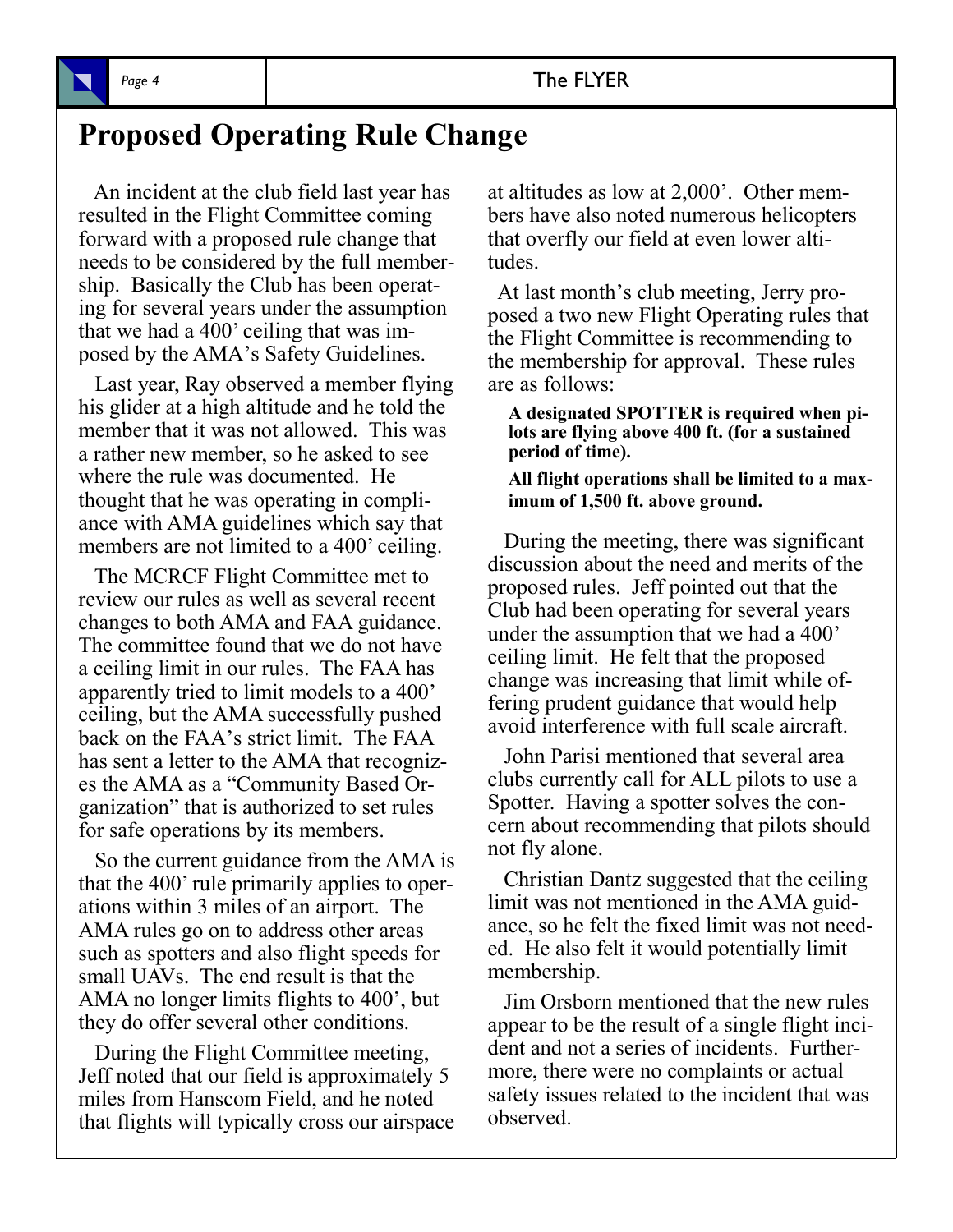# Proposed Operating Rule Change

An incident at the club field last year has resulted in the Flight Committee coming forward with a proposed rule change that needs to be considered by the full membership. Basically the Club has been operating for several years under the assumption that we had a 400' ceiling that was imposed by the AMA's Safety Guidelines.

Last year, Ray observed a member flying his glider at a high altitude and he told the member that it was not allowed. This was a rather new member, so he asked to see where the rule was documented. He thought that he was operating in compliance with AMA guidelines which say that members are not limited to a 400' ceiling.

The MCRCF Flight Committee met to review our rules as well as several recent changes to both AMA and FAA guidance. The committee found that we do not have a ceiling limit in our rules. The FAA has apparently tried to limit models to a 400' ceiling, but the AMA successfully pushed back on the FAA's strict limit. The FAA has sent a letter to the AMA that recognizes the AMA as a "Community Based Organization" that is authorized to set rules for safe operations by its members.

So the current guidance from the AMA is that the 400' rule primarily applies to operations within 3 miles of an airport. The AMA rules go on to address other areas such as spotters and also flight speeds for small UAVs. The end result is that the AMA no longer limits flights to 400', but they do offer several other conditions.

During the Flight Committee meeting, Jeff noted that our field is approximately 5 miles from Hanscom Field, and he noted that flights will typically cross our airspace at altitudes as low at 2,000'. Other members have also noted numerous helicopters that overfly our field at even lower altitudes.

At last month's club meeting, Jerry proposed a two new Flight Operating rules that the Flight Committee is recommending to the membership for approval. These rules are as follows:

> **A designated SPOTTER is required when pilots are flying above 400 ft. (for a sustained period of time).**
>
> **All flight operations shall be limited to a maximum of 1,500 ft. above ground.**

During the meeting, there was significant discussion about the need and merits of the proposed rules. Jeff pointed out that the Club had been operating for several years under the assumption that we had a 400' ceiling limit. He felt that the proposed change was increasing that limit while offering prudent guidance that would help avoid interference with full scale aircraft.

John Parisi mentioned that several area clubs currently call for ALL pilots to use a Spotter. Having a spotter solves the concern about recommending that pilots should not fly alone.

Christian Dantz suggested that the ceiling limit was not mentioned in the AMA guidance, so he felt the fixed limit was not needed. He also felt it would potentially limit membership.

Jim Orsborn mentioned that the new rules appear to be the result of a single flight incident and not a series of incidents. Furthermore, there were no complaints or actual safety issues related to the incident that was observed.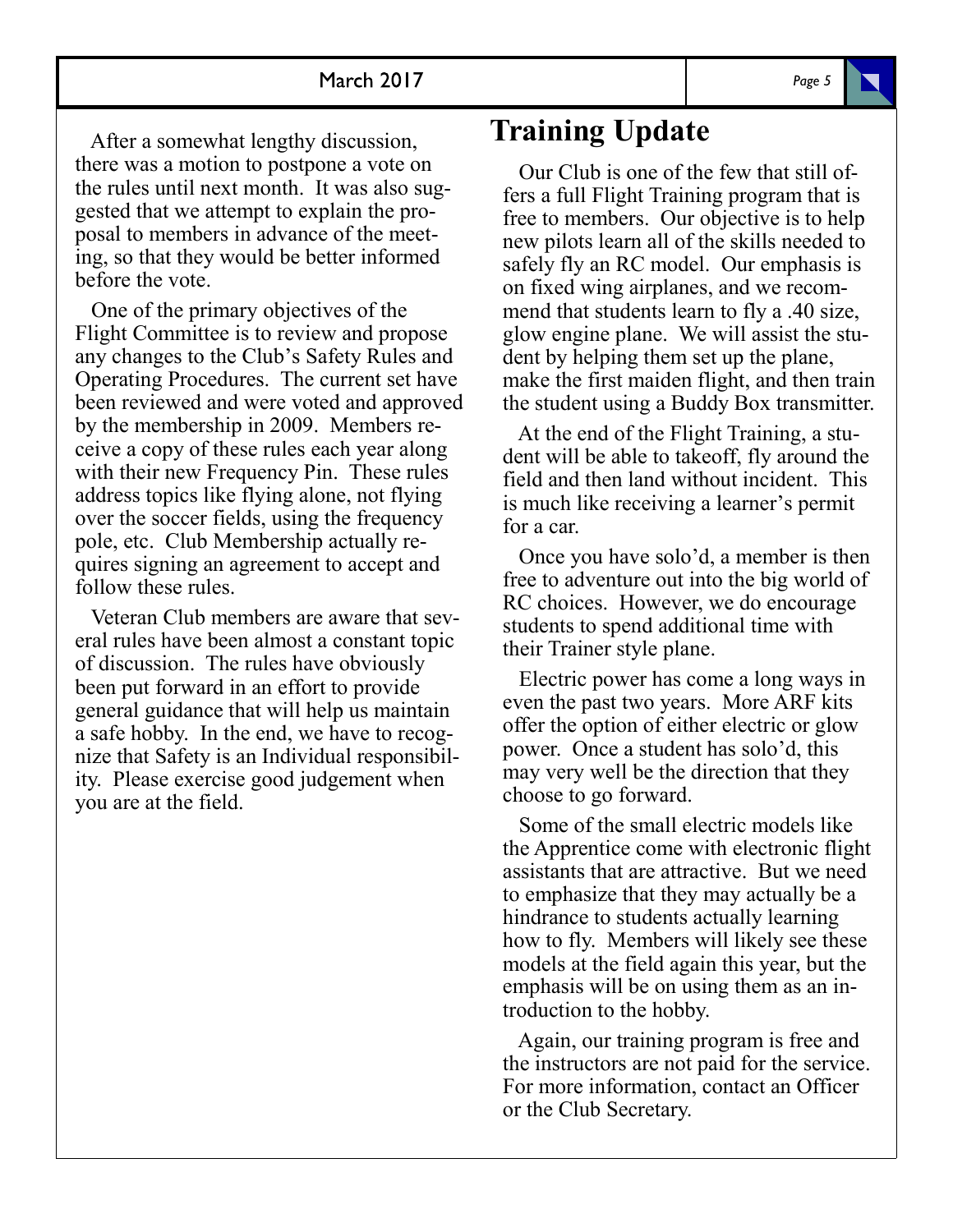After a somewhat lengthy discussion, there was a motion to postpone a vote on the rules until next month. It was also suggested that we attempt to explain the proposal to members in advance of the meeting, so that they would be better informed before the vote.

One of the primary objectives of the Flight Committee is to review and propose any changes to the Club's Safety Rules and Operating Procedures. The current set have been reviewed and were voted and approved by the membership in 2009. Members receive a copy of these rules each year along with their new Frequency Pin. These rules address topics like flying alone, not flying over the soccer fields, using the frequency pole, etc. Club Membership actually requires signing an agreement to accept and follow these rules.

Veteran Club members are aware that several rules have been almost a constant topic of discussion. The rules have obviously been put forward in an effort to provide general guidance that will help us maintain a safe hobby. In the end, we have to recognize that Safety is an Individual responsibility. Please exercise good judgement when you are at the field.

# Training Update

Our Club is one of the few that still offers a full Flight Training program that is free to members. Our objective is to help new pilots learn all of the skills needed to safely fly an RC model. Our emphasis is on fixed wing airplanes, and we recommend that students learn to fly a .40 size, glow engine plane. We will assist the student by helping them set up the plane, make the first maiden flight, and then train the student using a Buddy Box transmitter.

At the end of the Flight Training, a student will be able to takeoff, fly around the field and then land without incident. This is much like receiving a learner's permit for a car.

Once you have solo'd, a member is then free to adventure out into the big world of RC choices. However, we do encourage students to spend additional time with their Trainer style plane.

Electric power has come a long ways in even the past two years. More ARF kits offer the option of either electric or glow power. Once a student has solo'd, this may very well be the direction that they choose to go forward.

Some of the small electric models like the Apprentice come with electronic flight assistants that are attractive. But we need to emphasize that they may actually be a hindrance to students actually learning how to fly. Members will likely see these models at the field again this year, but the emphasis will be on using them as an introduction to the hobby.

Again, our training program is free and the instructors are not paid for the service. For more information, contact an Officer or the Club Secretary.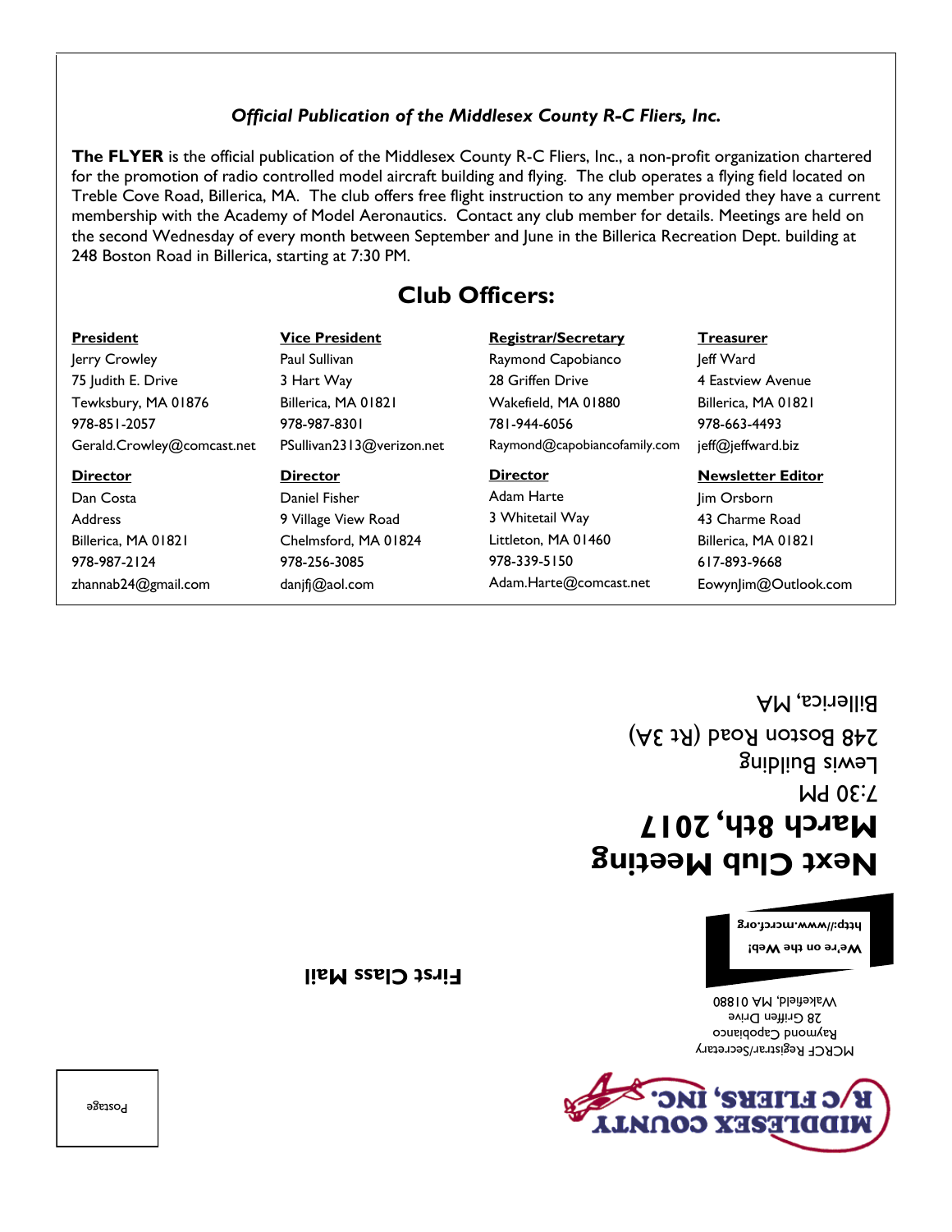*Official Publication of the Middlesex County R-C Fliers, Inc.*

**The FLYER** is the official publication of the Middlesex County R-C Fliers, Inc., a non-profit organization chartered for the promotion of radio controlled model aircraft building and flying. The club operates a flying field located on Treble Cove Road, Billerica, MA. The club offers free flight instruction to any member provided they have a current membership with the Academy of Model Aeronautics. Contact any club member for details. Meetings are held on the second Wednesday of every month between September and June in the Billerica Recreation Dept. building at 248 Boston Road in Billerica, starting at 7:30 PM.

## Club Officers:

**President**
Jerry Crowley
75 Judith E. Drive
Tewksbury, MA 01876
978-851-2057
Gerald.Crowley@comcast.net

**Vice President**
Paul Sullivan
3 Hart Way
Billerica, MA 01821
978-987-8301
PSullivan2313@verizon.net

**Registrar/Secretary**
Raymond Capobianco
28 Griffen Drive
Wakefield, MA 01880
781-944-6056
Raymond@capobiancofamily.com

**Treasurer**
Jeff Ward
4 Eastview Avenue
Billerica, MA 01821
978-663-4493
jeff@jeffward.biz

**Director**
Dan Costa
Address
Billerica, MA 01821
978-987-2124
zhannab24@gmail.com

**Director**
Daniel Fisher
9 Village View Road
Chelmsford, MA 01824
978-256-3085
danjfj@aol.com

**Director**
Adam Harte
3 Whitetail Way
Littleton, MA 01460
978-339-5150
Adam.Harte@comcast.net

**Newsletter Editor**
Jim Orsborn
43 Charme Road
Billerica, MA 01821
617-893-9668
EowynJim@Outlook.com

## Next Club Meeting

**March 8th, 2017**

7:30 PM
Lewis Building
248 Boston Road (Rt 3A)
Billerica, MA

MIDDLESEX COUNTY R/C FLIERS, INC.

MCRCF Registrar/Secretary
Raymond Capobianco
28 Griffen Drive
Wakefield, MA 01880

**We're on the Web!**
**http://www.mcrcf.org**

**First Class Mail**

Postage